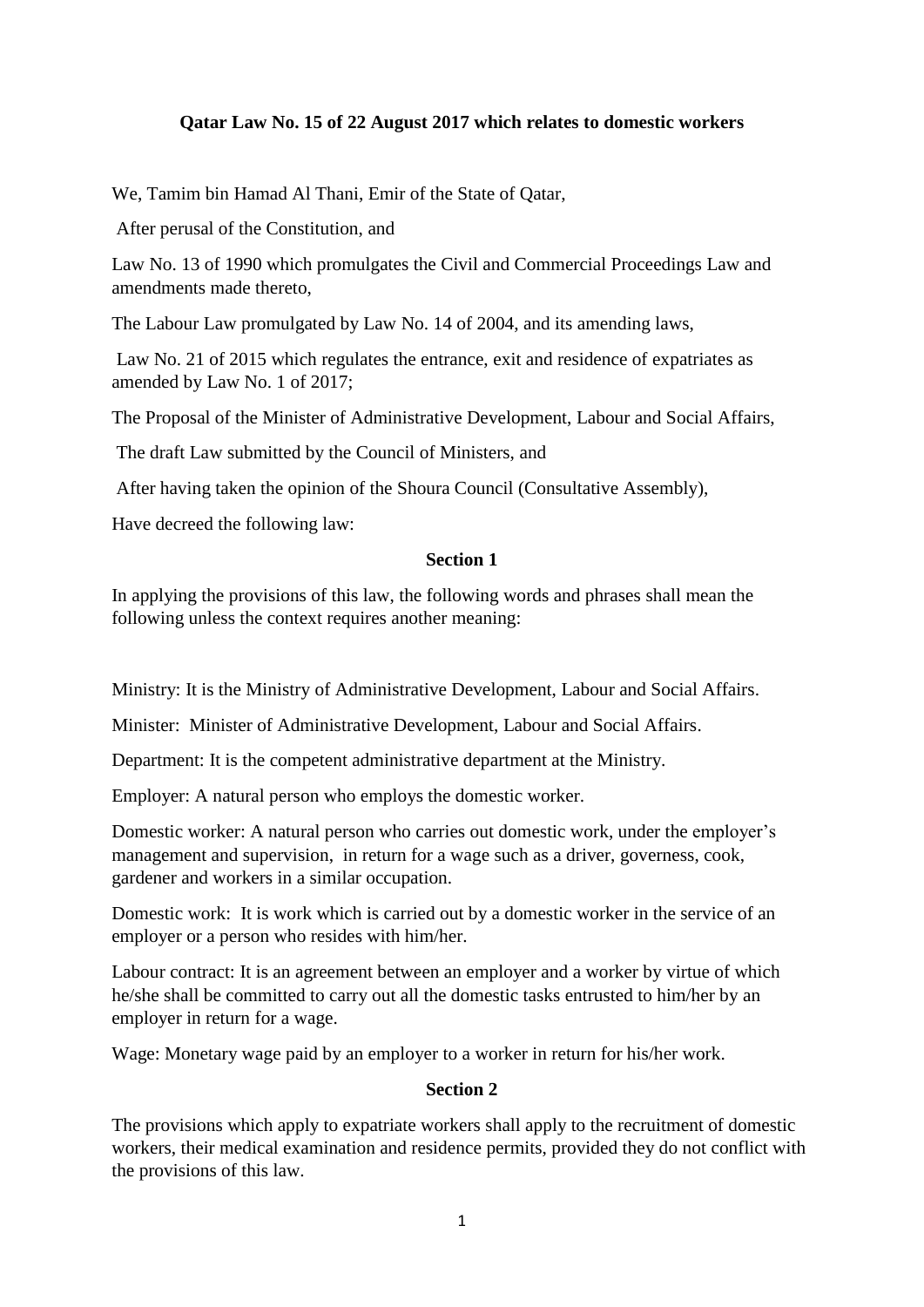# Qatar Law No. 15 of 22 August 2017 which relates to domestic workers

We, Tamim bin Hamad Al Thani, Emir of the State of Qatar,

After perusal of the Constitution, and

Law No. 13 of 1990 which promulgates the Civil and Commercial Proceedings Law and amendments made thereto,

The Labour Law promulgated by Law No. 14 of 2004, and its amending laws,

Law No. 21 of 2015 which regulates the entrance, exit and residence of expatriates as amended by Law No. 1 of 2017;

The Proposal of the Minister of Administrative Development, Labour and Social Affairs,

The draft Law submitted by the Council of Ministers, and

After having taken the opinion of the Shoura Council (Consultative Assembly),

Have decreed the following law:

## Section 1

In applying the provisions of this law, the following words and phrases shall mean the following unless the context requires another meaning:

Ministry: It is the Ministry of Administrative Development, Labour and Social Affairs.

Minister: Minister of Administrative Development, Labour and Social Affairs.

Department: It is the competent administrative department at the Ministry.

Employer: A natural person who employs the domestic worker.

Domestic worker: A natural person who carries out domestic work, under the employer's management and supervision, in return for a wage such as a driver, governess, cook, gardener and workers in a similar occupation.

Domestic work: It is work which is carried out by a domestic worker in the service of an employer or a person who resides with him/her.

Labour contract: It is an agreement between an employer and a worker by virtue of which he/she shall be committed to carry out all the domestic tasks entrusted to him/her by an employer in return for a wage.

Wage: Monetary wage paid by an employer to a worker in return for his/her work.

## Section 2

The provisions which apply to expatriate workers shall apply to the recruitment of domestic workers, their medical examination and residence permits, provided they do not conflict with the provisions of this law.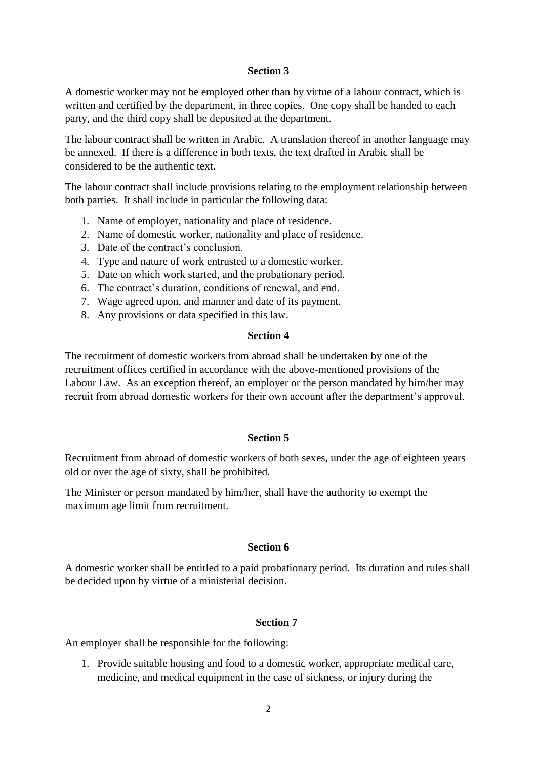### Section 3

A domestic worker may not be employed other than by virtue of a labour contract, which is written and certified by the department, in three copies. One copy shall be handed to each party, and the third copy shall be deposited at the department.

The labour contract shall be written in Arabic. A translation thereof in another language may be annexed. If there is a difference in both texts, the text drafted in Arabic shall be considered to be the authentic text.

The labour contract shall include provisions relating to the employment relationship between both parties. It shall include in particular the following data:

1. Name of employer, nationality and place of residence.
2. Name of domestic worker, nationality and place of residence.
3. Date of the contract's conclusion.
4. Type and nature of work entrusted to a domestic worker.
5. Date on which work started, and the probationary period.
6. The contract's duration, conditions of renewal, and end.
7. Wage agreed upon, and manner and date of its payment.
8. Any provisions or data specified in this law.

### Section 4

The recruitment of domestic workers from abroad shall be undertaken by one of the recruitment offices certified in accordance with the above-mentioned provisions of the Labour Law. As an exception thereof, an employer or the person mandated by him/her may recruit from abroad domestic workers for their own account after the department's approval.

### Section 5

Recruitment from abroad of domestic workers of both sexes, under the age of eighteen years old or over the age of sixty, shall be prohibited.

The Minister or person mandated by him/her, shall have the authority to exempt the maximum age limit from recruitment.

### Section 6

A domestic worker shall be entitled to a paid probationary period. Its duration and rules shall be decided upon by virtue of a ministerial decision.

### Section 7

An employer shall be responsible for the following:

1. Provide suitable housing and food to a domestic worker, appropriate medical care, medicine, and medical equipment in the case of sickness, or injury during the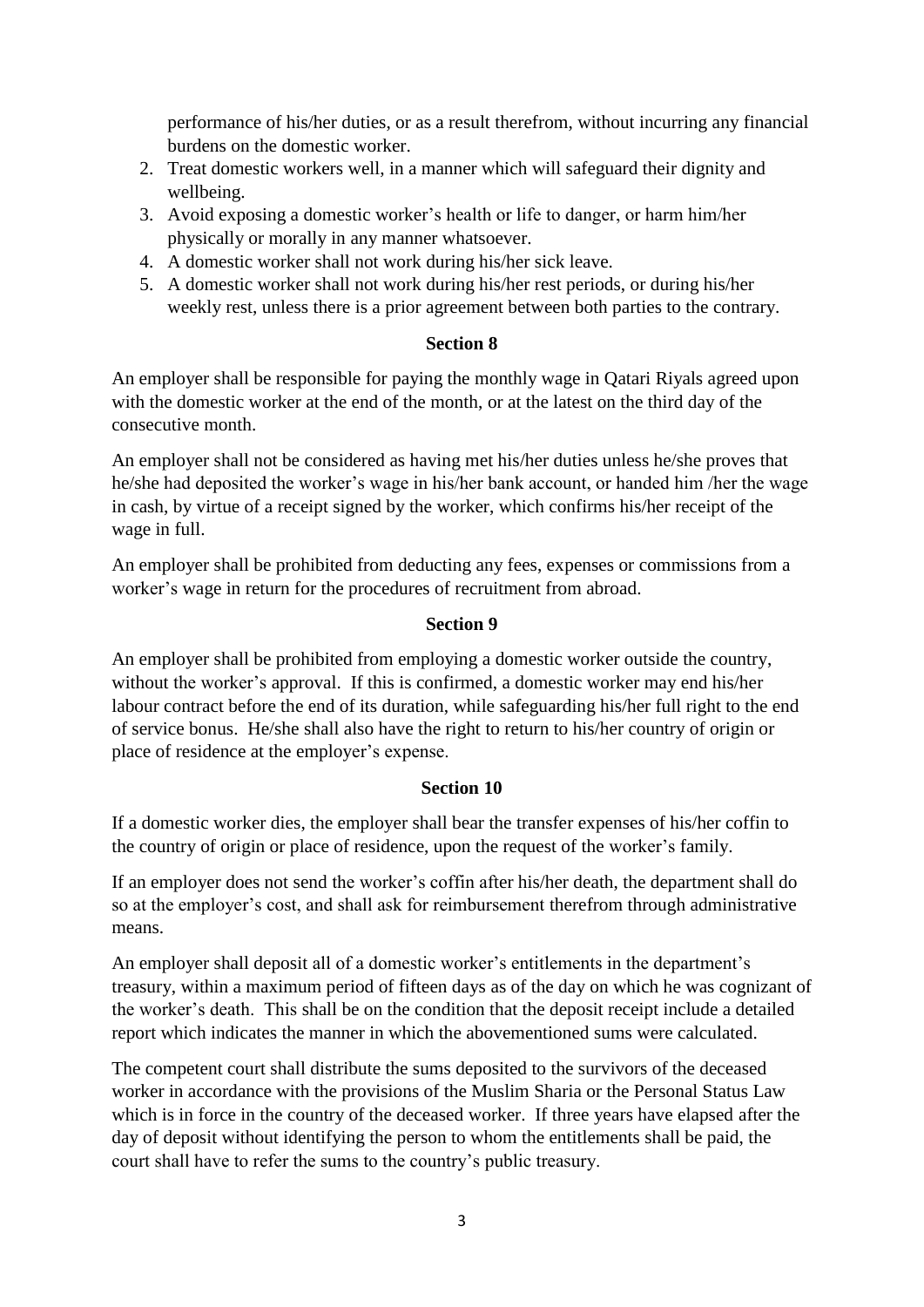performance of his/her duties, or as a result therefrom, without incurring any financial burdens on the domestic worker.

2. Treat domestic workers well, in a manner which will safeguard their dignity and wellbeing.
3. Avoid exposing a domestic worker's health or life to danger, or harm him/her physically or morally in any manner whatsoever.
4. A domestic worker shall not work during his/her sick leave.
5. A domestic worker shall not work during his/her rest periods, or during his/her weekly rest, unless there is a prior agreement between both parties to the contrary.

**Section 8**

An employer shall be responsible for paying the monthly wage in Qatari Riyals agreed upon with the domestic worker at the end of the month, or at the latest on the third day of the consecutive month.

An employer shall not be considered as having met his/her duties unless he/she proves that he/she had deposited the worker's wage in his/her bank account, or handed him /her the wage in cash, by virtue of a receipt signed by the worker, which confirms his/her receipt of the wage in full.

An employer shall be prohibited from deducting any fees, expenses or commissions from a worker's wage in return for the procedures of recruitment from abroad.

**Section 9**

An employer shall be prohibited from employing a domestic worker outside the country, without the worker's approval. If this is confirmed, a domestic worker may end his/her labour contract before the end of its duration, while safeguarding his/her full right to the end of service bonus. He/she shall also have the right to return to his/her country of origin or place of residence at the employer's expense.

**Section 10**

If a domestic worker dies, the employer shall bear the transfer expenses of his/her coffin to the country of origin or place of residence, upon the request of the worker's family.

If an employer does not send the worker's coffin after his/her death, the department shall do so at the employer's cost, and shall ask for reimbursement therefrom through administrative means.

An employer shall deposit all of a domestic worker's entitlements in the department's treasury, within a maximum period of fifteen days as of the day on which he was cognizant of the worker's death. This shall be on the condition that the deposit receipt include a detailed report which indicates the manner in which the abovementioned sums were calculated.

The competent court shall distribute the sums deposited to the survivors of the deceased worker in accordance with the provisions of the Muslim Sharia or the Personal Status Law which is in force in the country of the deceased worker. If three years have elapsed after the day of deposit without identifying the person to whom the entitlements shall be paid, the court shall have to refer the sums to the country's public treasury.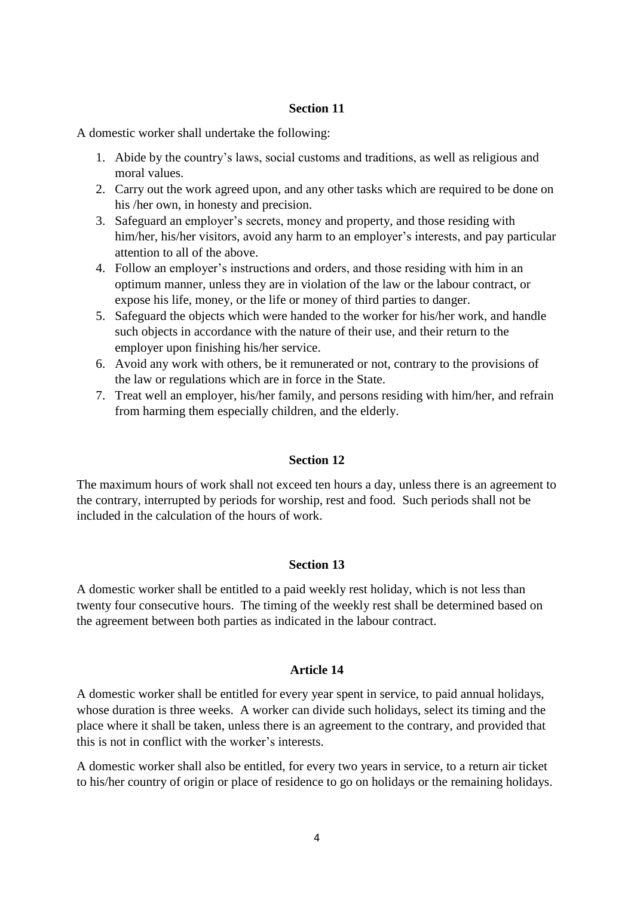## Section 11

A domestic worker shall undertake the following:

1. Abide by the country's laws, social customs and traditions, as well as religious and moral values.
2. Carry out the work agreed upon, and any other tasks which are required to be done on his /her own, in honesty and precision.
3. Safeguard an employer's secrets, money and property, and those residing with him/her, his/her visitors, avoid any harm to an employer's interests, and pay particular attention to all of the above.
4. Follow an employer's instructions and orders, and those residing with him in an optimum manner, unless they are in violation of the law or the labour contract, or expose his life, money, or the life or money of third parties to danger.
5. Safeguard the objects which were handed to the worker for his/her work, and handle such objects in accordance with the nature of their use, and their return to the employer upon finishing his/her service.
6. Avoid any work with others, be it remunerated or not, contrary to the provisions of the law or regulations which are in force in the State.
7. Treat well an employer, his/her family, and persons residing with him/her, and refrain from harming them especially children, and the elderly.

## Section 12

The maximum hours of work shall not exceed ten hours a day, unless there is an agreement to the contrary, interrupted by periods for worship, rest and food. Such periods shall not be included in the calculation of the hours of work.

## Section 13

A domestic worker shall be entitled to a paid weekly rest holiday, which is not less than twenty four consecutive hours. The timing of the weekly rest shall be determined based on the agreement between both parties as indicated in the labour contract.

## Article 14

A domestic worker shall be entitled for every year spent in service, to paid annual holidays, whose duration is three weeks. A worker can divide such holidays, select its timing and the place where it shall be taken, unless there is an agreement to the contrary, and provided that this is not in conflict with the worker's interests.

A domestic worker shall also be entitled, for every two years in service, to a return air ticket to his/her country of origin or place of residence to go on holidays or the remaining holidays.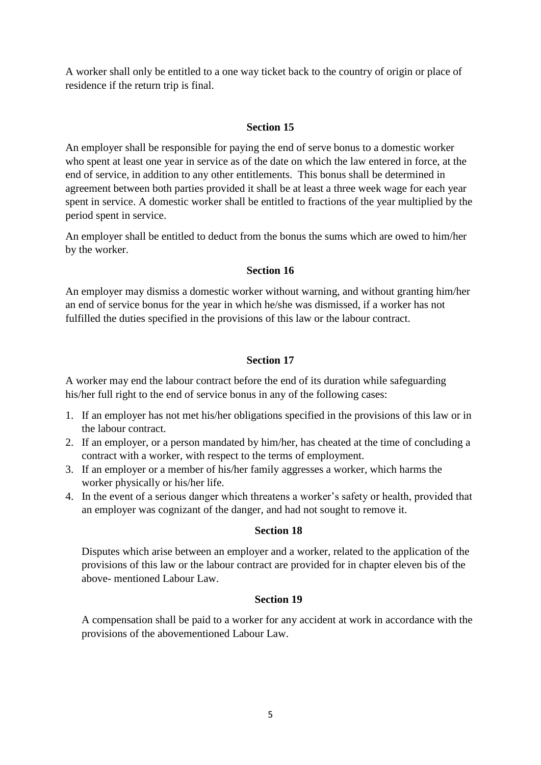A worker shall only be entitled to a one way ticket back to the country of origin or place of residence if the return trip is final.

### Section 15

An employer shall be responsible for paying the end of serve bonus to a domestic worker who spent at least one year in service as of the date on which the law entered in force, at the end of service, in addition to any other entitlements. This bonus shall be determined in agreement between both parties provided it shall be at least a three week wage for each year spent in service. A domestic worker shall be entitled to fractions of the year multiplied by the period spent in service.

An employer shall be entitled to deduct from the bonus the sums which are owed to him/her by the worker.

### Section 16

An employer may dismiss a domestic worker without warning, and without granting him/her an end of service bonus for the year in which he/she was dismissed, if a worker has not fulfilled the duties specified in the provisions of this law or the labour contract.

### Section 17

A worker may end the labour contract before the end of its duration while safeguarding his/her full right to the end of service bonus in any of the following cases:

1. If an employer has not met his/her obligations specified in the provisions of this law or in the labour contract.
2. If an employer, or a person mandated by him/her, has cheated at the time of concluding a contract with a worker, with respect to the terms of employment.
3. If an employer or a member of his/her family aggresses a worker, which harms the worker physically or his/her life.
4. In the event of a serious danger which threatens a worker's safety or health, provided that an employer was cognizant of the danger, and had not sought to remove it.

### Section 18

Disputes which arise between an employer and a worker, related to the application of the provisions of this law or the labour contract are provided for in chapter eleven bis of the above- mentioned Labour Law.

### Section 19

A compensation shall be paid to a worker for any accident at work in accordance with the provisions of the abovementioned Labour Law.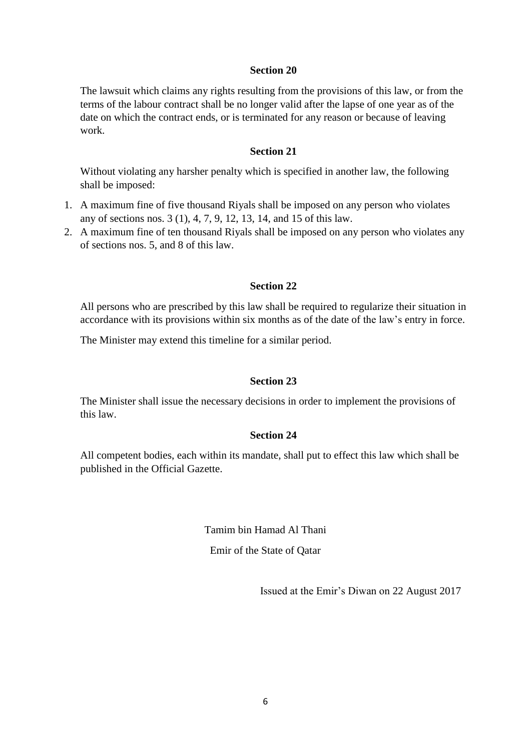### Section 20

The lawsuit which claims any rights resulting from the provisions of this law, or from the terms of the labour contract shall be no longer valid after the lapse of one year as of the date on which the contract ends, or is terminated for any reason or because of leaving work.

### Section 21

Without violating any harsher penalty which is specified in another law, the following shall be imposed:

1. A maximum fine of five thousand Riyals shall be imposed on any person who violates any of sections nos. 3 (1), 4, 7, 9, 12, 13, 14, and 15 of this law.
2. A maximum fine of ten thousand Riyals shall be imposed on any person who violates any of sections nos. 5, and 8 of this law.

### Section 22

All persons who are prescribed by this law shall be required to regularize their situation in accordance with its provisions within six months as of the date of the law's entry in force.

The Minister may extend this timeline for a similar period.

### Section 23

The Minister shall issue the necessary decisions in order to implement the provisions of this law.

### Section 24

All competent bodies, each within its mandate, shall put to effect this law which shall be published in the Official Gazette.

Tamim bin Hamad Al Thani

Emir of the State of Qatar

Issued at the Emir's Diwan on 22 August 2017